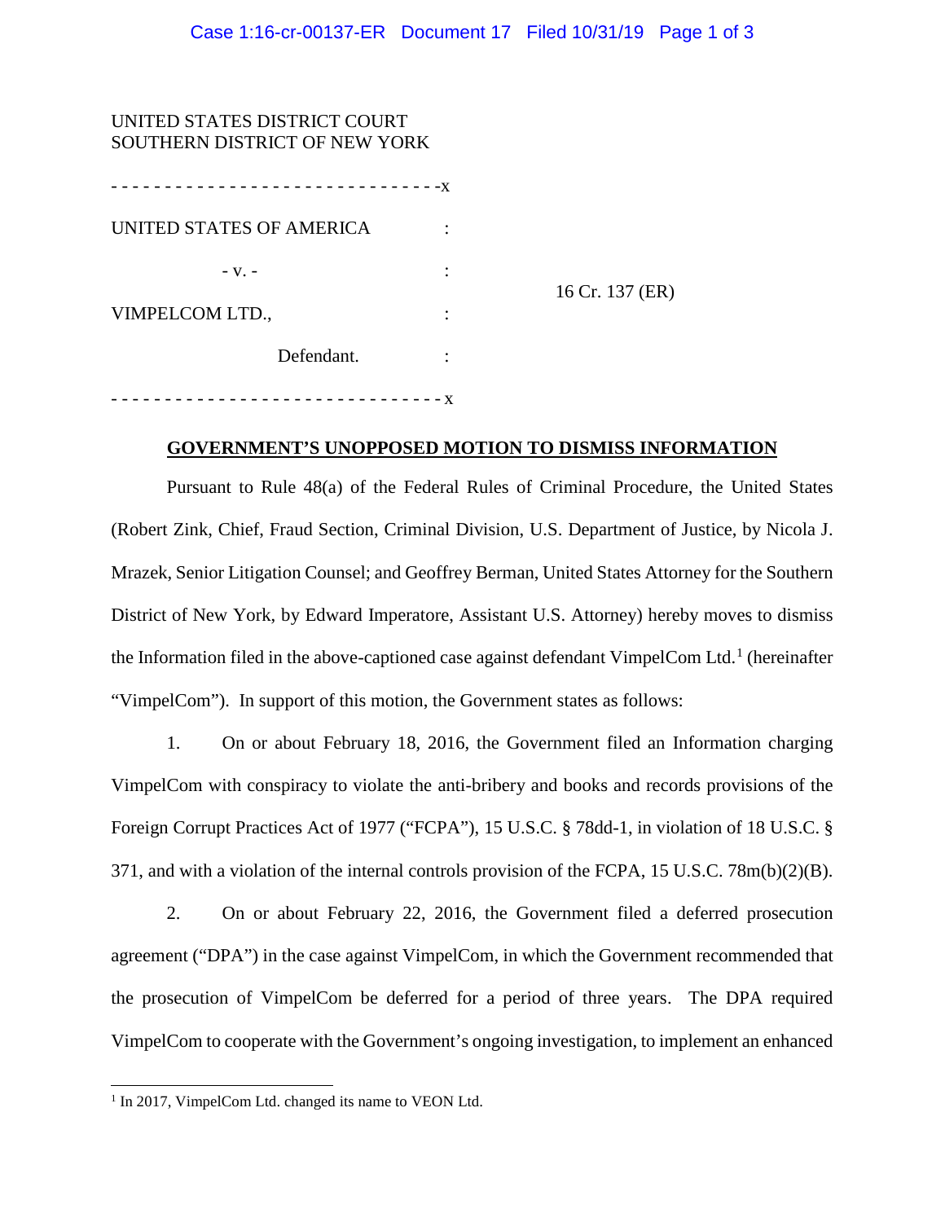UNITED STATES DISTRICT COURT
SOUTHERN DISTRICT OF NEW YORK

- - - - - - - - - - - - - - - - - - - - - - - - - - - - - - -x

UNITED STATES OF AMERICA :

- v. - :

VIMPELCOM LTD., :

Defendant. :

- - - - - - - - - - - - - - - - - - - - - - - - - - - - - - -x

16 Cr. 137 (ER)

**GOVERNMENT'S UNOPPOSED MOTION TO DISMISS INFORMATION**

Pursuant to Rule 48(a) of the Federal Rules of Criminal Procedure, the United States (Robert Zink, Chief, Fraud Section, Criminal Division, U.S. Department of Justice, by Nicola J. Mrazek, Senior Litigation Counsel; and Geoffrey Berman, United States Attorney for the Southern District of New York, by Edward Imperatore, Assistant U.S. Attorney) hereby moves to dismiss the Information filed in the above-captioned case against defendant VimpelCom Ltd.[1] (hereinafter "VimpelCom"). In support of this motion, the Government states as follows:

1. On or about February 18, 2016, the Government filed an Information charging VimpelCom with conspiracy to violate the anti-bribery and books and records provisions of the Foreign Corrupt Practices Act of 1977 ("FCPA"), 15 U.S.C. § 78dd-1, in violation of 18 U.S.C. § 371, and with a violation of the internal controls provision of the FCPA, 15 U.S.C. 78m(b)(2)(B).

2. On or about February 22, 2016, the Government filed a deferred prosecution agreement ("DPA") in the case against VimpelCom, in which the Government recommended that the prosecution of VimpelCom be deferred for a period of three years. The DPA required VimpelCom to cooperate with the Government's ongoing investigation, to implement an enhanced

[1] In 2017, VimpelCom Ltd. changed its name to VEON Ltd.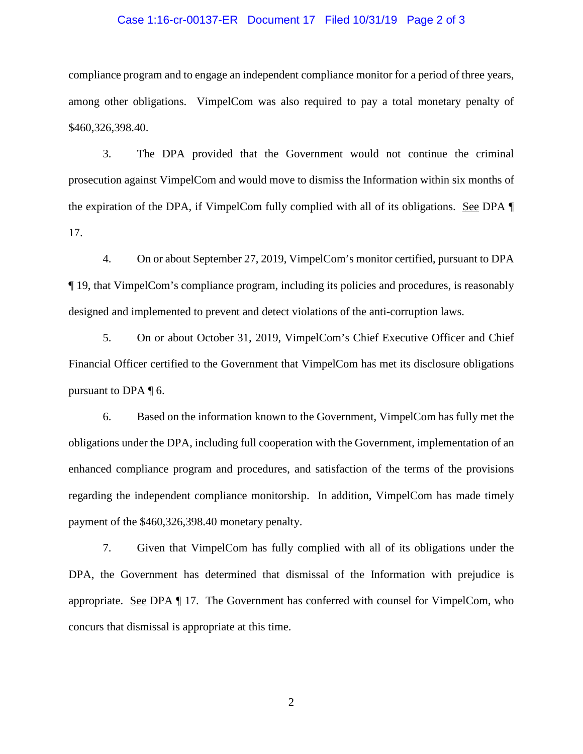compliance program and to engage an independent compliance monitor for a period of three years, among other obligations. VimpelCom was also required to pay a total monetary penalty of $460,326,398.40.

3. The DPA provided that the Government would not continue the criminal prosecution against VimpelCom and would move to dismiss the Information within six months of the expiration of the DPA, if VimpelCom fully complied with all of its obligations. See DPA ¶ 17.

4. On or about September 27, 2019, VimpelCom's monitor certified, pursuant to DPA ¶ 19, that VimpelCom's compliance program, including its policies and procedures, is reasonably designed and implemented to prevent and detect violations of the anti-corruption laws.

5. On or about October 31, 2019, VimpelCom's Chief Executive Officer and Chief Financial Officer certified to the Government that VimpelCom has met its disclosure obligations pursuant to DPA ¶ 6.

6. Based on the information known to the Government, VimpelCom has fully met the obligations under the DPA, including full cooperation with the Government, implementation of an enhanced compliance program and procedures, and satisfaction of the terms of the provisions regarding the independent compliance monitorship. In addition, VimpelCom has made timely payment of the $460,326,398.40 monetary penalty.

7. Given that VimpelCom has fully complied with all of its obligations under the DPA, the Government has determined that dismissal of the Information with prejudice is appropriate. See DPA ¶ 17. The Government has conferred with counsel for VimpelCom, who concurs that dismissal is appropriate at this time.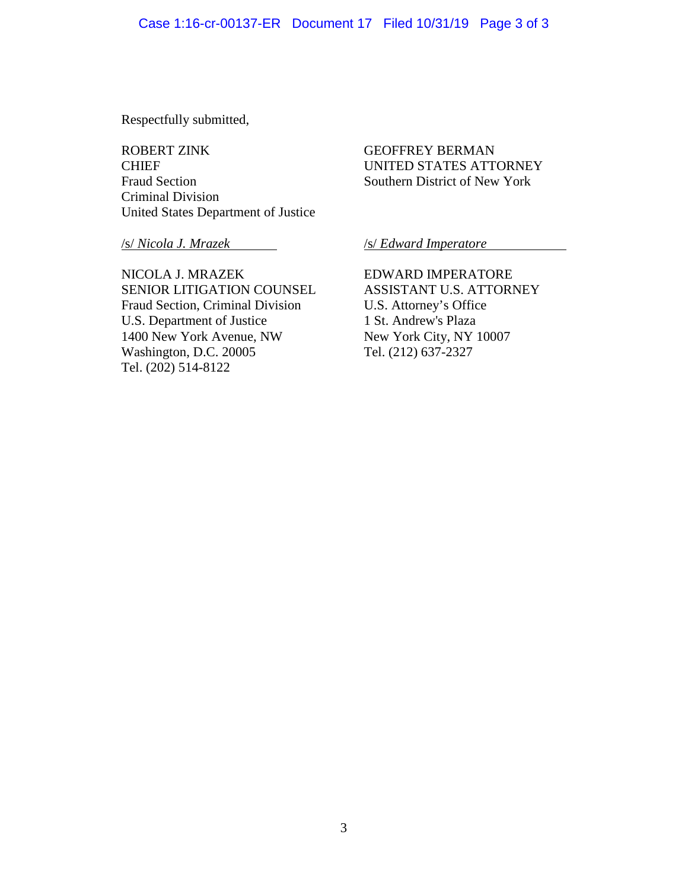Respectfully submitted,

ROBERT ZINK
CHIEF
Fraud Section
Criminal Division
United States Department of Justice

/s/ *Nicola J. Mrazek*

NICOLA J. MRAZEK
SENIOR LITIGATION COUNSEL
Fraud Section, Criminal Division
U.S. Department of Justice
1400 New York Avenue, NW
Washington, D.C. 20005
Tel. (202) 514-8122

GEOFFREY BERMAN
UNITED STATES ATTORNEY
Southern District of New York

/s/ *Edward Imperatore*

EDWARD IMPERATORE
ASSISTANT U.S. ATTORNEY
U.S. Attorney's Office
1 St. Andrew's Plaza
New York City, NY 10007
Tel. (212) 637-2327